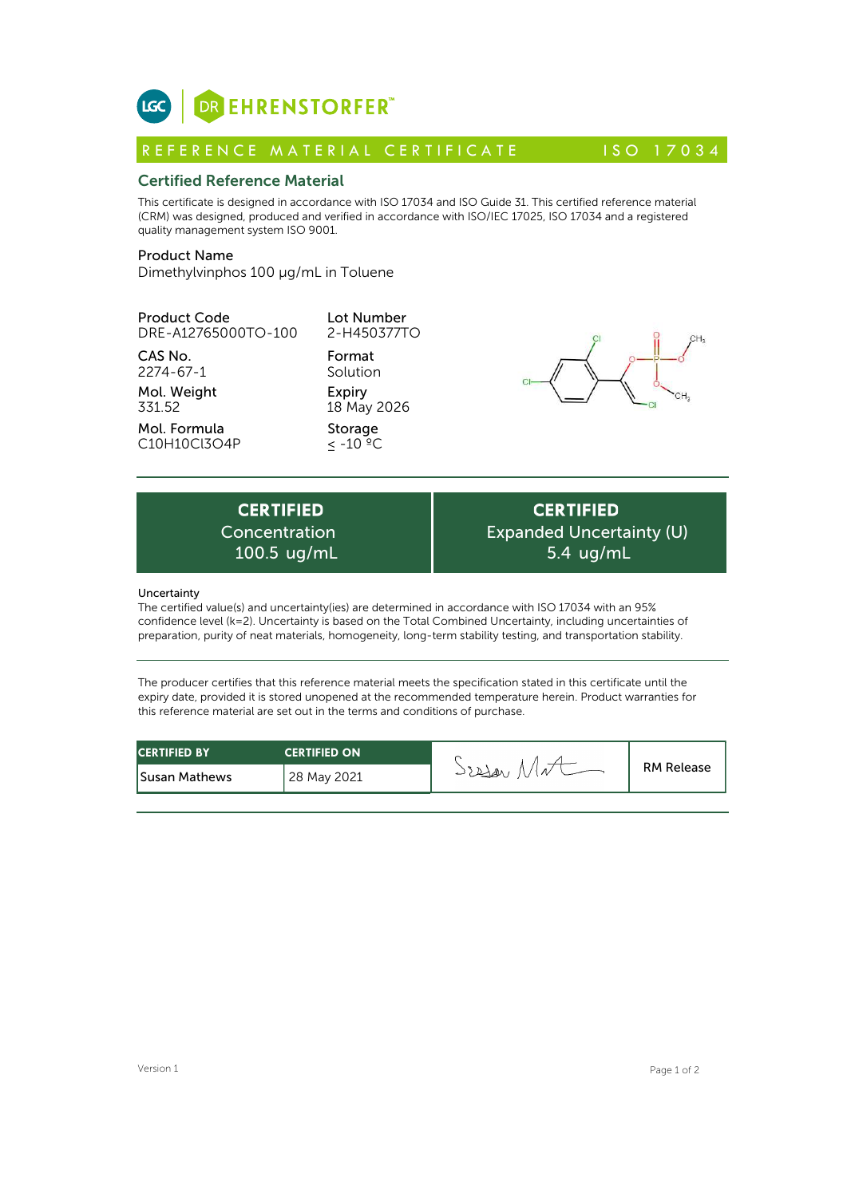DR EHRENSTORFER™

REFERENCE MATERIAL CERTIFICATE — ISO 17034

## Certified Reference Material

This certificate is designed in accordance with ISO 17034 and ISO Guide 31. This certified reference material (CRM) was designed, produced and verified in accordance with ISO/IEC 17025, ISO 17034 and a registered quality management system ISO 9001.

**Product Name**
Dimethylvinphos 100 µg/mL in Toluene

| | |
|---|---|
| **Product Code**<br>DRE-A12765000TO-100 | **Lot Number**<br>2-H450377TO |
| **CAS No.**<br>2274-67-1 | **Format**<br>Solution |
| **Mol. Weight**<br>331.52 | **Expiry**<br>18 May 2026 |
| **Mol. Formula**<br>C10H10Cl3O4P | **Storage**<br>≤ -10 ºC |

| CERTIFIED Concentration | CERTIFIED Expanded Uncertainty (U) |
|---|---|
| 100.5 ug/mL | 5.4 ug/mL |

**Uncertainty**
The certified value(s) and uncertainty(ies) are determined in accordance with ISO 17034 with an 95% confidence level (k=2). Uncertainty is based on the Total Combined Uncertainty, including uncertainties of preparation, purity of neat materials, homogeneity, long-term stability testing, and transportation stability.

The producer certifies that this reference material meets the specification stated in this certificate until the expiry date, provided it is stored unopened at the recommended temperature herein. Product warranties for this reference material are set out in the terms and conditions of purchase.

| CERTIFIED BY | CERTIFIED ON | | |
|---|---|---|---|
| Susan Mathews | 28 May 2021 | Susan Mat | RM Release |

Version 1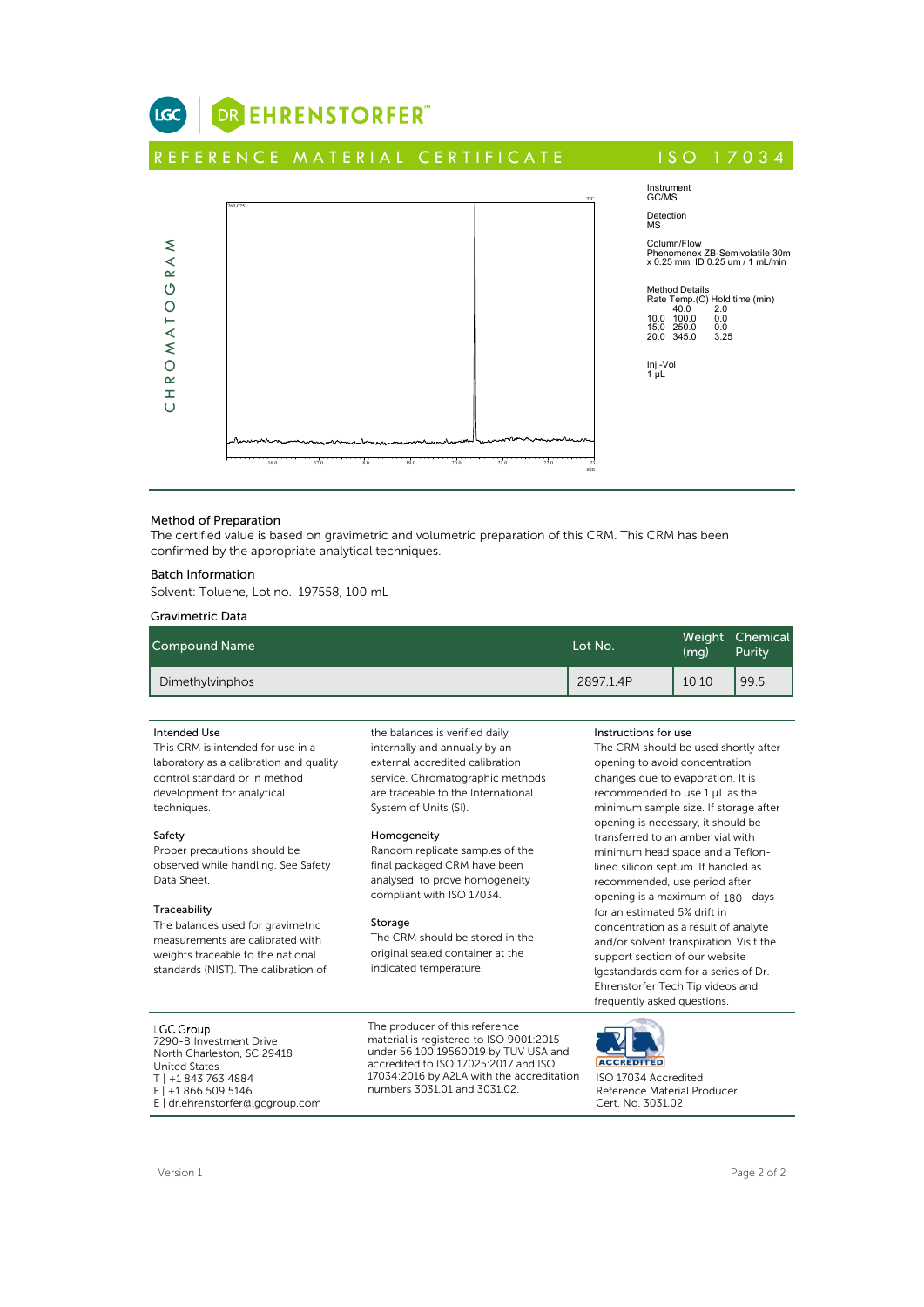# LGC | DR EHRENSTORFER™

## REFERENCE MATERIAL CERTIFICATE — ISO 17034

## CHROMATOGRAM

290,025

TIC

16.0 17.0 18.0 19.0 20.0 21.0 22.0 23.0

min

Instrument
GC/MS

Detection
MS

Column/Flow
Phenomenex ZB-Semivolatile 30m x 0.25 mm, ID 0.25 um / 1 mL/min

Method Details
Rate Temp.(C) Hold time (min)
40.0 2.0
10.0 100.0 0.0
15.0 250.0 0.0
20.0 345.0 3.25

Inj.-Vol
1 µL

### Method of Preparation

The certified value is based on gravimetric and volumetric preparation of this CRM. This CRM has been confirmed by the appropriate analytical techniques.

### Batch Information

Solvent: Toluene, Lot no. 197558, 100 mL

### Gravimetric Data

| Compound Name | Lot No. | Weight (mg) | Chemical Purity |
|---|---|---|---|
| Dimethylvinphos | 2897.1.4P | 10.10 | 99.5 |

### Intended Use

This CRM is intended for use in a laboratory as a calibration and quality control standard or in method development for analytical techniques.

### Safety

Proper precautions should be observed while handling. See Safety Data Sheet.

### Traceability

The balances used for gravimetric measurements are calibrated with weights traceable to the national standards (NIST). The calibration of the balances is verified daily internally and annually by an external accredited calibration service. Chromatographic methods are traceable to the International System of Units (SI).

### Homogeneity

Random replicate samples of the final packaged CRM have been analysed to prove homogeneity compliant with ISO 17034.

### Storage

The CRM should be stored in the original sealed container at the indicated temperature.

### Instructions for use

The CRM should be used shortly after opening to avoid concentration changes due to evaporation. It is recommended to use 1 µL as the minimum sample size. If storage after opening is necessary, it should be transferred to an amber vial with minimum head space and a Teflon-lined silicon septum. If handled as recommended, use period after opening is a maximum of 180 days for an estimated 5% drift in concentration as a result of analyte and/or solvent transpiration. Visit the support section of our website lgcstandards.com for a series of Dr. Ehrenstorfer Tech Tip videos and frequently asked questions.

LGC Group
7290-B Investment Drive
North Charleston, SC 29418
United States
T | +1 843 763 4884
F | +1 866 509 5146
E | dr.ehrenstorfer@lgcgroup.com

The producer of this reference material is registered to ISO 9001:2015 under 56 100 19560019 by TUV USA and accredited to ISO 17025:2017 and ISO 17034:2016 by A2LA with the accreditation numbers 3031.01 and 3031.02.

ACCREDITED
ISO 17034 Accredited Reference Material Producer
Cert. No. 3031.02

Version 1